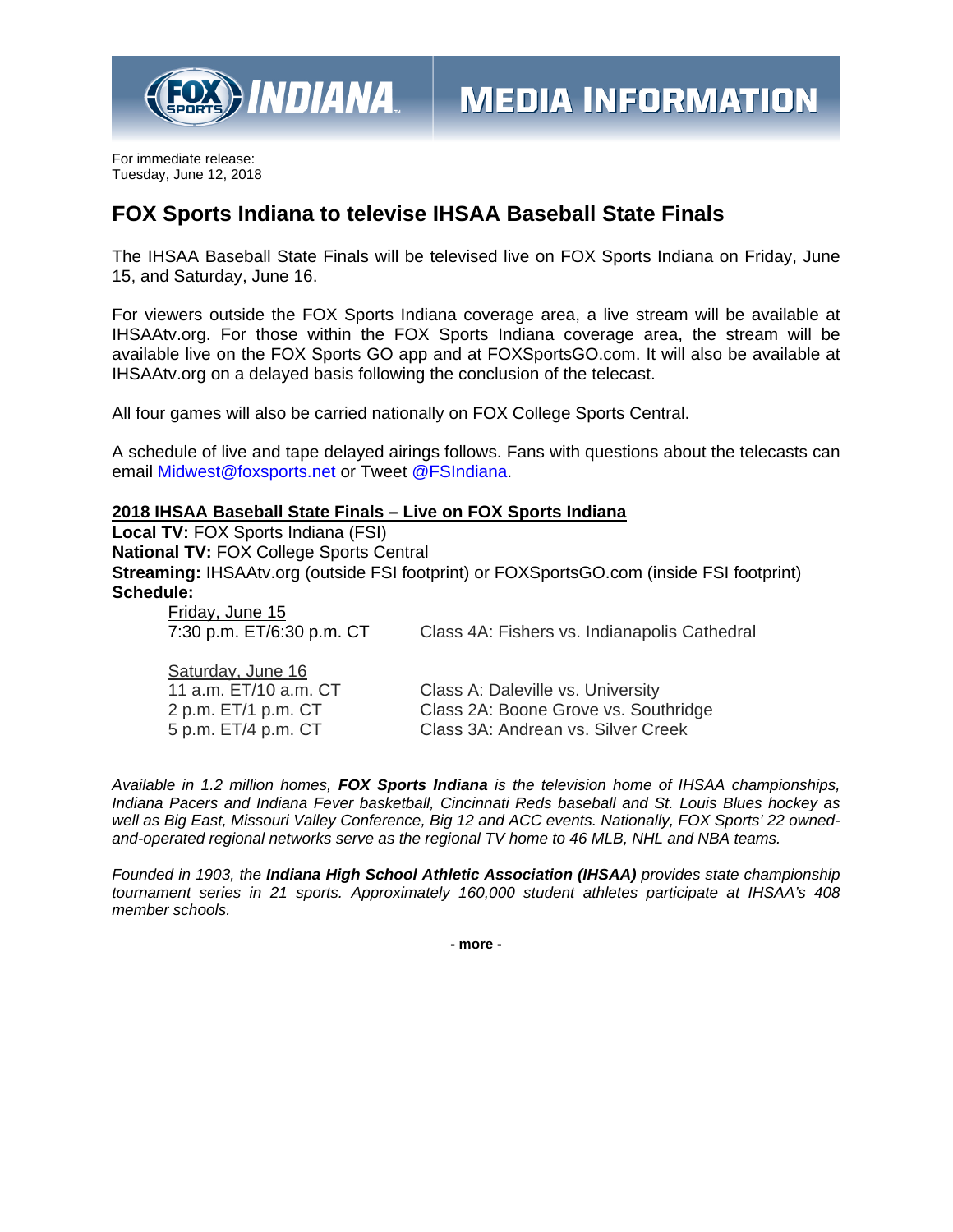FOX SPORTS INDIANA — MEDIA INFORMATION

For immediate release:
Tuesday, June 12, 2018

# FOX Sports Indiana to televise IHSAA Baseball State Finals

The IHSAA Baseball State Finals will be televised live on FOX Sports Indiana on Friday, June 15, and Saturday, June 16.

For viewers outside the FOX Sports Indiana coverage area, a live stream will be available at IHSAAtv.org. For those within the FOX Sports Indiana coverage area, the stream will be available live on the FOX Sports GO app and at FOXSportsGO.com. It will also be available at IHSAAtv.org on a delayed basis following the conclusion of the telecast.

All four games will also be carried nationally on FOX College Sports Central.

A schedule of live and tape delayed airings follows. Fans with questions about the telecasts can email Midwest@foxsports.net or Tweet @FSIndiana.

## 2018 IHSAA Baseball State Finals – Live on FOX Sports Indiana

**Local TV:** FOX Sports Indiana (FSI)
**National TV:** FOX College Sports Central
**Streaming:** IHSAAtv.org (outside FSI footprint) or FOXSportsGO.com (inside FSI footprint)
**Schedule:**

Friday, June 15

| | |
|---|---|
| 7:30 p.m. ET/6:30 p.m. CT | Class 4A: Fishers vs. Indianapolis Cathedral |

Saturday, June 16

| | |
|---|---|
| 11 a.m. ET/10 a.m. CT | Class A: Daleville vs. University |
| 2 p.m. ET/1 p.m. CT | Class 2A: Boone Grove vs. Southridge |
| 5 p.m. ET/4 p.m. CT | Class 3A: Andrean vs. Silver Creek |

*Available in 1.2 million homes, **FOX Sports Indiana** is the television home of IHSAA championships, Indiana Pacers and Indiana Fever basketball, Cincinnati Reds baseball and St. Louis Blues hockey as well as Big East, Missouri Valley Conference, Big 12 and ACC events. Nationally, FOX Sports' 22 owned-and-operated regional networks serve as the regional TV home to 46 MLB, NHL and NBA teams.*

*Founded in 1903, the **Indiana High School Athletic Association (IHSAA)** provides state championship tournament series in 21 sports. Approximately 160,000 student athletes participate at IHSAA's 408 member schools.*

**- more -**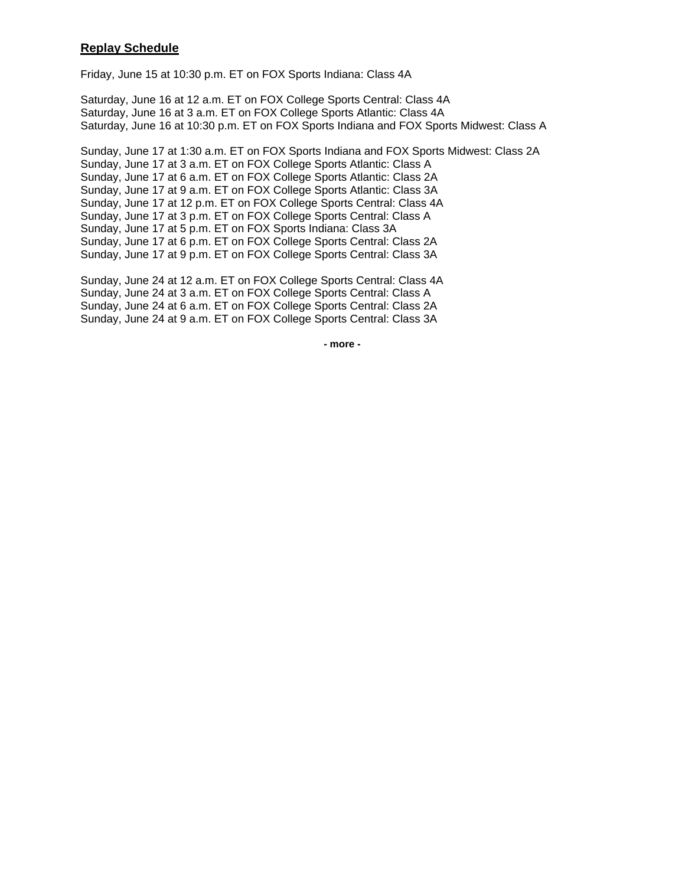## Replay Schedule

Friday, June 15 at 10:30 p.m. ET on FOX Sports Indiana: Class 4A

Saturday, June 16 at 12 a.m. ET on FOX College Sports Central: Class 4A
Saturday, June 16 at 3 a.m. ET on FOX College Sports Atlantic: Class 4A
Saturday, June 16 at 10:30 p.m. ET on FOX Sports Indiana and FOX Sports Midwest: Class A

Sunday, June 17 at 1:30 a.m. ET on FOX Sports Indiana and FOX Sports Midwest: Class 2A
Sunday, June 17 at 3 a.m. ET on FOX College Sports Atlantic: Class A
Sunday, June 17 at 6 a.m. ET on FOX College Sports Atlantic: Class 2A
Sunday, June 17 at 9 a.m. ET on FOX College Sports Atlantic: Class 3A
Sunday, June 17 at 12 p.m. ET on FOX College Sports Central: Class 4A
Sunday, June 17 at 3 p.m. ET on FOX College Sports Central: Class A
Sunday, June 17 at 5 p.m. ET on FOX Sports Indiana: Class 3A
Sunday, June 17 at 6 p.m. ET on FOX College Sports Central: Class 2A
Sunday, June 17 at 9 p.m. ET on FOX College Sports Central: Class 3A

Sunday, June 24 at 12 a.m. ET on FOX College Sports Central: Class 4A
Sunday, June 24 at 3 a.m. ET on FOX College Sports Central: Class A
Sunday, June 24 at 6 a.m. ET on FOX College Sports Central: Class 2A
Sunday, June 24 at 9 a.m. ET on FOX College Sports Central: Class 3A

**- more -**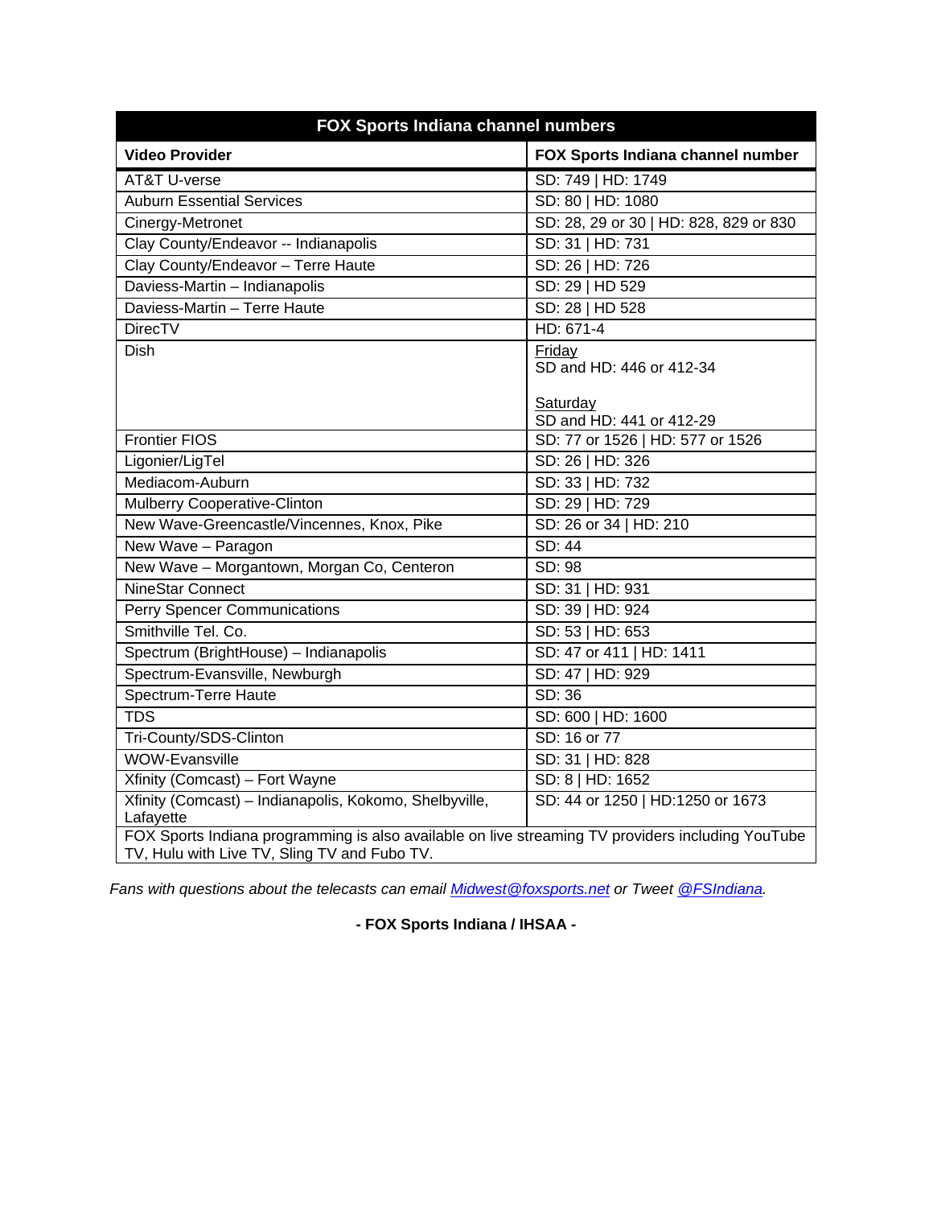| FOX Sports Indiana channel numbers | |
|---|---|
| **Video Provider** | **FOX Sports Indiana channel number** |
| AT&T U-verse | SD: 749 \| HD: 1749 |
| Auburn Essential Services | SD: 80 \| HD: 1080 |
| Cinergy-Metronet | SD: 28, 29 or 30 \| HD: 828, 829 or 830 |
| Clay County/Endeavor -- Indianapolis | SD: 31 \| HD: 731 |
| Clay County/Endeavor – Terre Haute | SD: 26 \| HD: 726 |
| Daviess-Martin – Indianapolis | SD: 29 \| HD 529 |
| Daviess-Martin – Terre Haute | SD: 28 \| HD 528 |
| DirecTV | HD: 671-4 |
| Dish | Friday<br>SD and HD: 446 or 412-34<br><br>Saturday<br>SD and HD: 441 or 412-29 |
| Frontier FIOS | SD: 77 or 1526 \| HD: 577 or 1526 |
| Ligonier/LigTel | SD: 26 \| HD: 326 |
| Mediacom-Auburn | SD: 33 \| HD: 732 |
| Mulberry Cooperative-Clinton | SD: 29 \| HD: 729 |
| New Wave-Greencastle/Vincennes, Knox, Pike | SD: 26 or 34 \| HD: 210 |
| New Wave – Paragon | SD: 44 |
| New Wave – Morgantown, Morgan Co, Centeron | SD: 98 |
| NineStar Connect | SD: 31 \| HD: 931 |
| Perry Spencer Communications | SD: 39 \| HD: 924 |
| Smithville Tel. Co. | SD: 53 \| HD: 653 |
| Spectrum (BrightHouse) – Indianapolis | SD: 47 or 411 \| HD: 1411 |
| Spectrum-Evansville, Newburgh | SD: 47 \| HD: 929 |
| Spectrum-Terre Haute | SD: 36 |
| TDS | SD: 600 \| HD: 1600 |
| Tri-County/SDS-Clinton | SD: 16 or 77 |
| WOW-Evansville | SD: 31 \| HD: 828 |
| Xfinity (Comcast) – Fort Wayne | SD: 8 \| HD: 1652 |
| Xfinity (Comcast) – Indianapolis, Kokomo, Shelbyville, Lafayette | SD: 44 or 1250 \| HD:1250 or 1673 |
| FOX Sports Indiana programming is also available on live streaming TV providers including YouTube TV, Hulu with Live TV, Sling TV and Fubo TV. | |

*Fans with questions about the telecasts can email Midwest@foxsports.net or Tweet @FSIndiana.*

**- FOX Sports Indiana / IHSAA -**